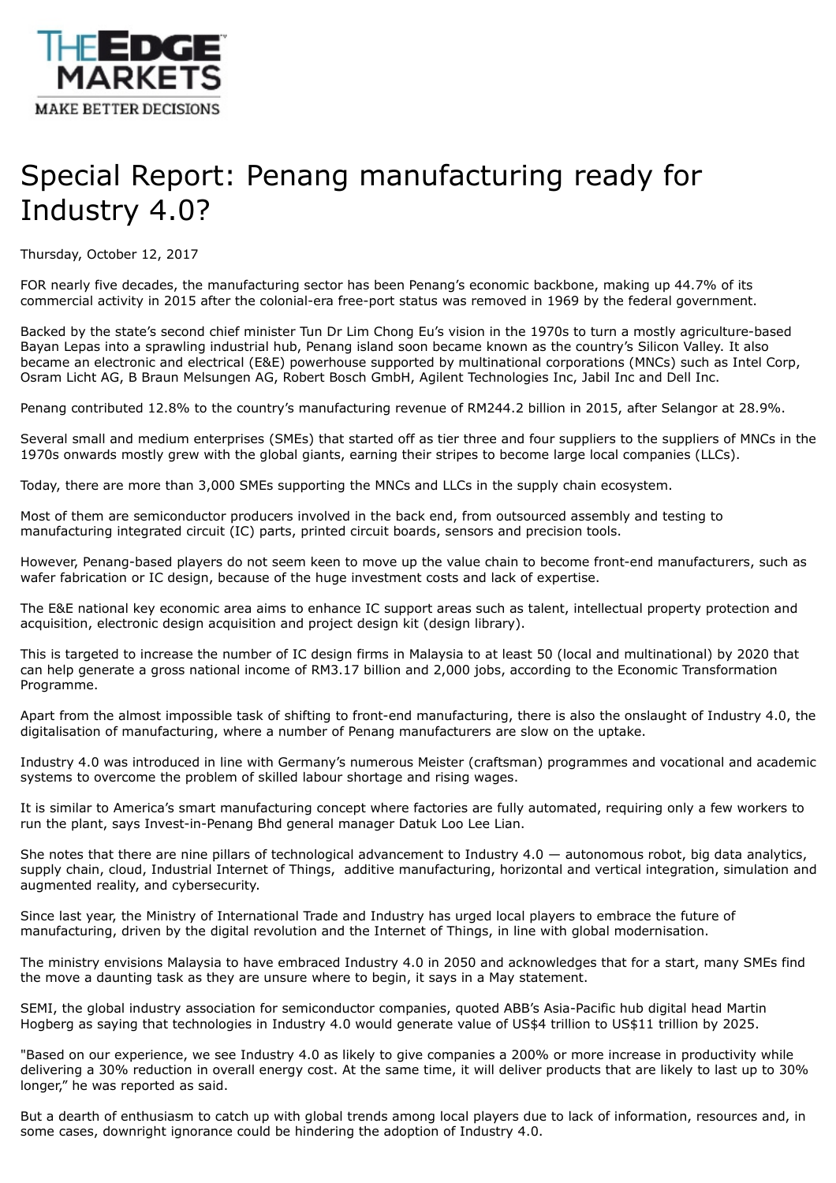# Special Report: Penang manufacturing ready for Industry 4.0?

Thursday, October 12, 2017

FOR nearly five decades, the manufacturing sector has been Penang's economic backbone, making up 44.7% of its commercial activity in 2015 after the colonial-era free-port status was removed in 1969 by the federal government.

Backed by the state's second chief minister Tun Dr Lim Chong Eu's vision in the 1970s to turn a mostly agriculture-based Bayan Lepas into a sprawling industrial hub, Penang island soon became known as the country's Silicon Valley. It also became an electronic and electrical (E&E) powerhouse supported by multinational corporations (MNCs) such as Intel Corp, Osram Licht AG, B Braun Melsungen AG, Robert Bosch GmbH, Agilent Technologies Inc, Jabil Inc and Dell Inc.

Penang contributed 12.8% to the country's manufacturing revenue of RM244.2 billion in 2015, after Selangor at 28.9%.

Several small and medium enterprises (SMEs) that started off as tier three and four suppliers to the suppliers of MNCs in the 1970s onwards mostly grew with the global giants, earning their stripes to become large local companies (LLCs).

Today, there are more than 3,000 SMEs supporting the MNCs and LLCs in the supply chain ecosystem.

Most of them are semiconductor producers involved in the back end, from outsourced assembly and testing to manufacturing integrated circuit (IC) parts, printed circuit boards, sensors and precision tools.

However, Penang-based players do not seem keen to move up the value chain to become front-end manufacturers, such as wafer fabrication or IC design, because of the huge investment costs and lack of expertise.

The E&E national key economic area aims to enhance IC support areas such as talent, intellectual property protection and acquisition, electronic design acquisition and project design kit (design library).

This is targeted to increase the number of IC design firms in Malaysia to at least 50 (local and multinational) by 2020 that can help generate a gross national income of RM3.17 billion and 2,000 jobs, according to the Economic Transformation Programme.

Apart from the almost impossible task of shifting to front-end manufacturing, there is also the onslaught of Industry 4.0, the digitalisation of manufacturing, where a number of Penang manufacturers are slow on the uptake.

Industry 4.0 was introduced in line with Germany's numerous Meister (craftsman) programmes and vocational and academic systems to overcome the problem of skilled labour shortage and rising wages.

It is similar to America's smart manufacturing concept where factories are fully automated, requiring only a few workers to run the plant, says Invest-in-Penang Bhd general manager Datuk Loo Lee Lian.

She notes that there are nine pillars of technological advancement to Industry 4.0 — autonomous robot, big data analytics, supply chain, cloud, Industrial Internet of Things, additive manufacturing, horizontal and vertical integration, simulation and augmented reality, and cybersecurity.

Since last year, the Ministry of International Trade and Industry has urged local players to embrace the future of manufacturing, driven by the digital revolution and the Internet of Things, in line with global modernisation.

The ministry envisions Malaysia to have embraced Industry 4.0 in 2050 and acknowledges that for a start, many SMEs find the move a daunting task as they are unsure where to begin, it says in a May statement.

SEMI, the global industry association for semiconductor companies, quoted ABB's Asia-Pacific hub digital head Martin Hogberg as saying that technologies in Industry 4.0 would generate value of US$4 trillion to US$11 trillion by 2025.

"Based on our experience, we see Industry 4.0 as likely to give companies a 200% or more increase in productivity while delivering a 30% reduction in overall energy cost. At the same time, it will deliver products that are likely to last up to 30% longer," he was reported as said.

But a dearth of enthusiasm to catch up with global trends among local players due to lack of information, resources and, in some cases, downright ignorance could be hindering the adoption of Industry 4.0.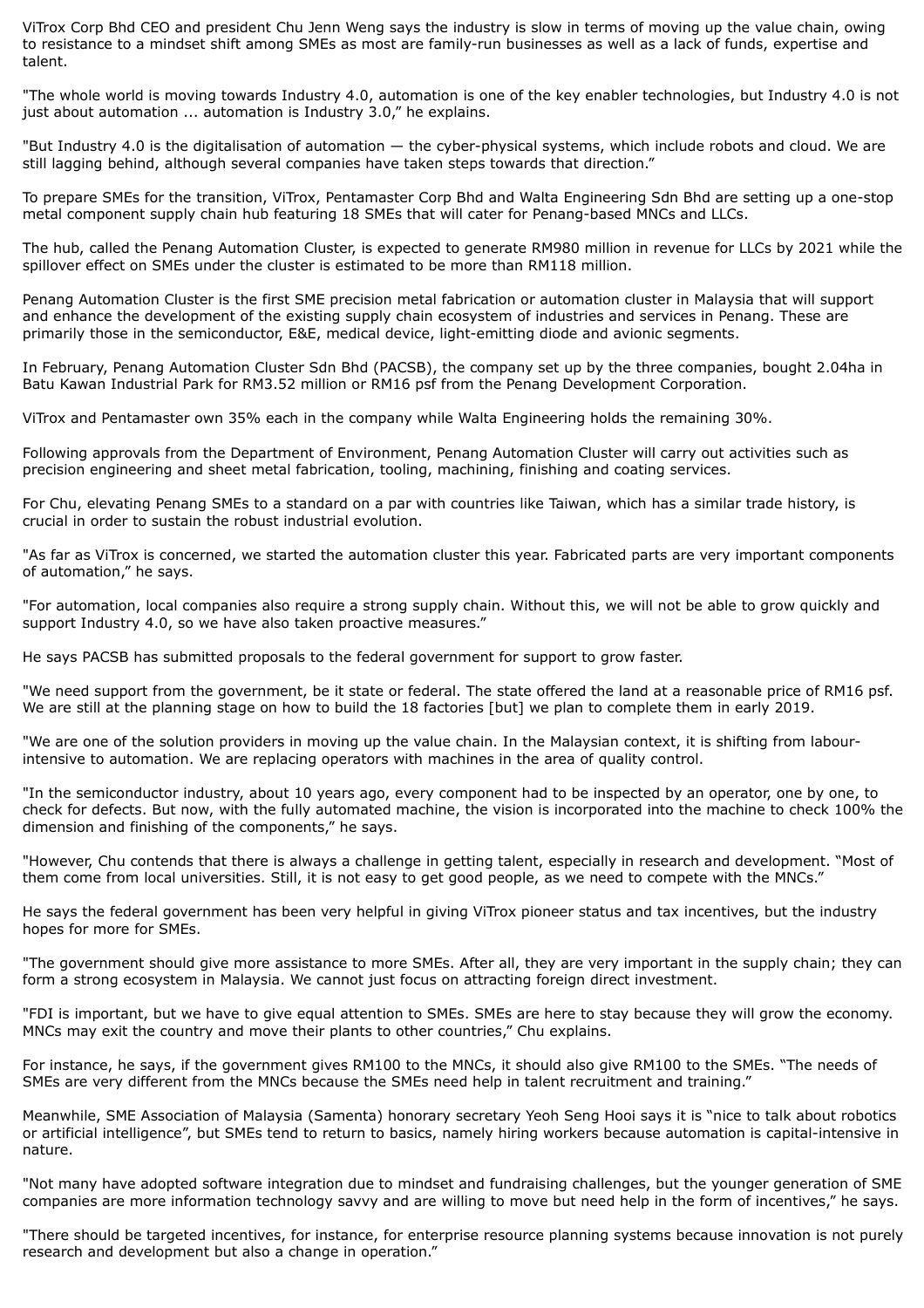ViTrox Corp Bhd CEO and president Chu Jenn Weng says the industry is slow in terms of moving up the value chain, owing to resistance to a mindset shift among SMEs as most are family-run businesses as well as a lack of funds, expertise and talent.

"The whole world is moving towards Industry 4.0, automation is one of the key enabler technologies, but Industry 4.0 is not just about automation ... automation is Industry 3.0," he explains.

"But Industry 4.0 is the digitalisation of automation — the cyber-physical systems, which include robots and cloud. We are still lagging behind, although several companies have taken steps towards that direction."

To prepare SMEs for the transition, ViTrox, Pentamaster Corp Bhd and Walta Engineering Sdn Bhd are setting up a one-stop metal component supply chain hub featuring 18 SMEs that will cater for Penang-based MNCs and LLCs.

The hub, called the Penang Automation Cluster, is expected to generate RM980 million in revenue for LLCs by 2021 while the spillover effect on SMEs under the cluster is estimated to be more than RM118 million.

Penang Automation Cluster is the first SME precision metal fabrication or automation cluster in Malaysia that will support and enhance the development of the existing supply chain ecosystem of industries and services in Penang. These are primarily those in the semiconductor, E&E, medical device, light-emitting diode and avionic segments.

In February, Penang Automation Cluster Sdn Bhd (PACSB), the company set up by the three companies, bought 2.04ha in Batu Kawan Industrial Park for RM3.52 million or RM16 psf from the Penang Development Corporation.

ViTrox and Pentamaster own 35% each in the company while Walta Engineering holds the remaining 30%.

Following approvals from the Department of Environment, Penang Automation Cluster will carry out activities such as precision engineering and sheet metal fabrication, tooling, machining, finishing and coating services.

For Chu, elevating Penang SMEs to a standard on a par with countries like Taiwan, which has a similar trade history, is crucial in order to sustain the robust industrial evolution.

"As far as ViTrox is concerned, we started the automation cluster this year. Fabricated parts are very important components of automation," he says.

"For automation, local companies also require a strong supply chain. Without this, we will not be able to grow quickly and support Industry 4.0, so we have also taken proactive measures."

He says PACSB has submitted proposals to the federal government for support to grow faster.

"We need support from the government, be it state or federal. The state offered the land at a reasonable price of RM16 psf. We are still at the planning stage on how to build the 18 factories [but] we plan to complete them in early 2019.

"We are one of the solution providers in moving up the value chain. In the Malaysian context, it is shifting from labour-intensive to automation. We are replacing operators with machines in the area of quality control.

"In the semiconductor industry, about 10 years ago, every component had to be inspected by an operator, one by one, to check for defects. But now, with the fully automated machine, the vision is incorporated into the machine to check 100% the dimension and finishing of the components," he says.

"However, Chu contends that there is always a challenge in getting talent, especially in research and development. "Most of them come from local universities. Still, it is not easy to get good people, as we need to compete with the MNCs."

He says the federal government has been very helpful in giving ViTrox pioneer status and tax incentives, but the industry hopes for more for SMEs.

"The government should give more assistance to more SMEs. After all, they are very important in the supply chain; they can form a strong ecosystem in Malaysia. We cannot just focus on attracting foreign direct investment.

"FDI is important, but we have to give equal attention to SMEs. SMEs are here to stay because they will grow the economy. MNCs may exit the country and move their plants to other countries," Chu explains.

For instance, he says, if the government gives RM100 to the MNCs, it should also give RM100 to the SMEs. "The needs of SMEs are very different from the MNCs because the SMEs need help in talent recruitment and training."

Meanwhile, SME Association of Malaysia (Samenta) honorary secretary Yeoh Seng Hooi says it is "nice to talk about robotics or artificial intelligence", but SMEs tend to return to basics, namely hiring workers because automation is capital-intensive in nature.

"Not many have adopted software integration due to mindset and fundraising challenges, but the younger generation of SME companies are more information technology savvy and are willing to move but need help in the form of incentives," he says.

"There should be targeted incentives, for instance, for enterprise resource planning systems because innovation is not purely research and development but also a change in operation."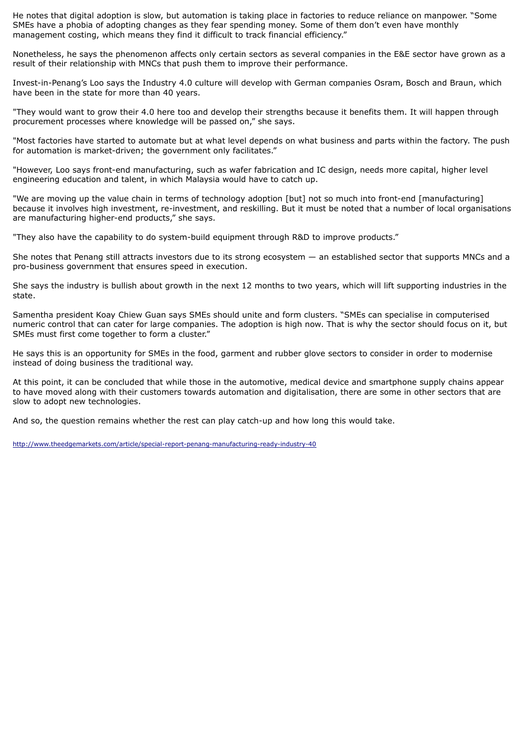He notes that digital adoption is slow, but automation is taking place in factories to reduce reliance on manpower. "Some SMEs have a phobia of adopting changes as they fear spending money. Some of them don't even have monthly management costing, which means they find it difficult to track financial efficiency."

Nonetheless, he says the phenomenon affects only certain sectors as several companies in the E&E sector have grown as a result of their relationship with MNCs that push them to improve their performance.

Invest-in-Penang's Loo says the Industry 4.0 culture will develop with German companies Osram, Bosch and Braun, which have been in the state for more than 40 years.

"They would want to grow their 4.0 here too and develop their strengths because it benefits them. It will happen through procurement processes where knowledge will be passed on," she says.

"Most factories have started to automate but at what level depends on what business and parts within the factory. The push for automation is market-driven; the government only facilitates."

"However, Loo says front-end manufacturing, such as wafer fabrication and IC design, needs more capital, higher level engineering education and talent, in which Malaysia would have to catch up.

"We are moving up the value chain in terms of technology adoption [but] not so much into front-end [manufacturing] because it involves high investment, re-investment, and reskilling. But it must be noted that a number of local organisations are manufacturing higher-end products," she says.

"They also have the capability to do system-build equipment through R&D to improve products."

She notes that Penang still attracts investors due to its strong ecosystem — an established sector that supports MNCs and a pro-business government that ensures speed in execution.

She says the industry is bullish about growth in the next 12 months to two years, which will lift supporting industries in the state.

Samentha president Koay Chiew Guan says SMEs should unite and form clusters. "SMEs can specialise in computerised numeric control that can cater for large companies. The adoption is high now. That is why the sector should focus on it, but SMEs must first come together to form a cluster."

He says this is an opportunity for SMEs in the food, garment and rubber glove sectors to consider in order to modernise instead of doing business the traditional way.

At this point, it can be concluded that while those in the automotive, medical device and smartphone supply chains appear to have moved along with their customers towards automation and digitalisation, there are some in other sectors that are slow to adopt new technologies.

And so, the question remains whether the rest can play catch-up and how long this would take.

http://www.theedgemarkets.com/article/special-report-penang-manufacturing-ready-industry-40